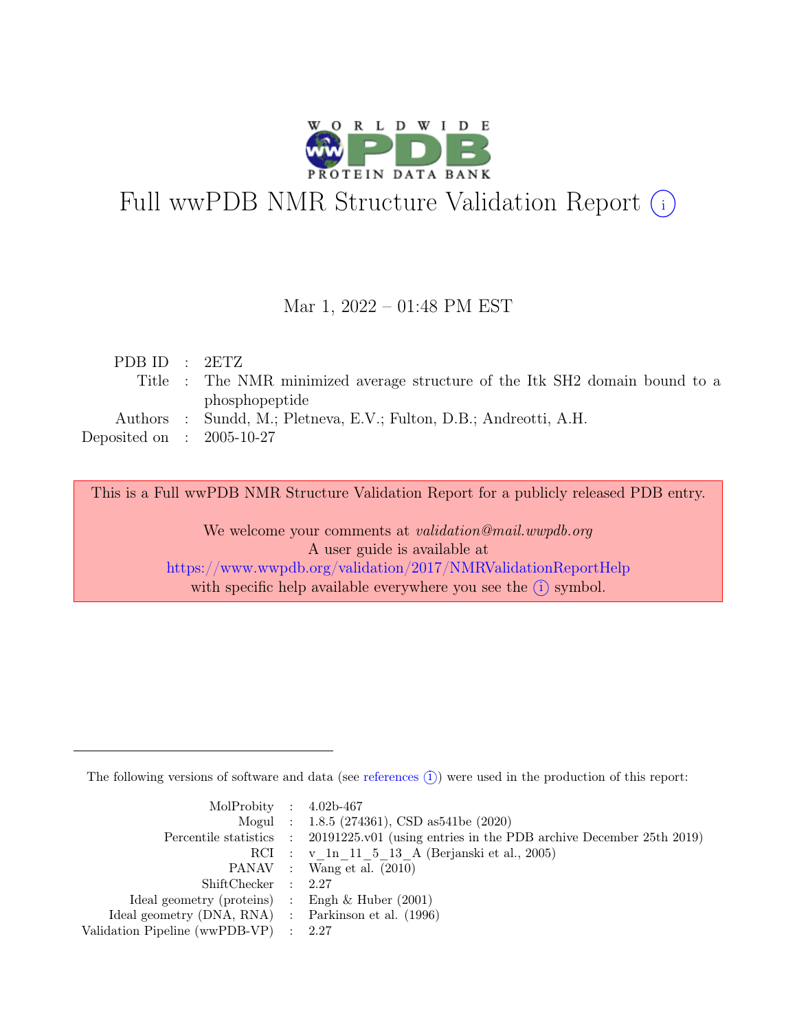# Full wwPDB NMR Structure Validation Report (i)

Mar 1, 2022 – 01:48 PM EST

| | | |
|---|---|---|
| PDB ID | : | 2ETZ |
| Title | : | The NMR minimized average structure of the Itk SH2 domain bound to a phosphopeptide |
| Authors | : | Sundd, M.; Pletneva, E.V.; Fulton, D.B.; Andreotti, A.H. |
| Deposited on | : | 2005-10-27 |

This is a Full wwPDB NMR Structure Validation Report for a publicly released PDB entry.

We welcome your comments at *validation@mail.wwpdb.org*
A user guide is available at
https://www.wwpdb.org/validation/2017/NMRValidationReportHelp
with specific help available everywhere you see the (i) symbol.

The following versions of software and data (see references (i)) were used in the production of this report:

| | | |
|---|---|---|
| MolProbity | : | 4.02b-467 |
| Mogul | : | 1.8.5 (274361), CSD as541be (2020) |
| Percentile statistics | : | 20191225.v01 (using entries in the PDB archive December 25th 2019) |
| RCI | : | v_1n_11_5_13_A (Berjanski et al., 2005) |
| PANAV | : | Wang et al. (2010) |
| ShiftChecker | : | 2.27 |
| Ideal geometry (proteins) | : | Engh & Huber (2001) |
| Ideal geometry (DNA, RNA) | : | Parkinson et al. (1996) |
| Validation Pipeline (wwPDB-VP) | : | 2.27 |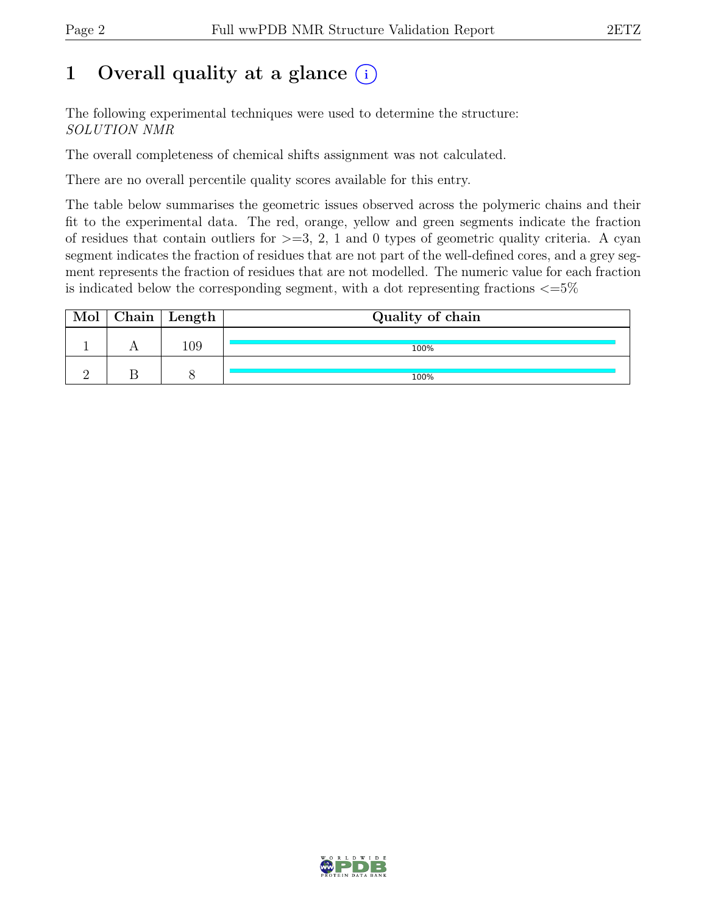# 1 Overall quality at a glance (i)

The following experimental techniques were used to determine the structure:
*SOLUTION NMR*

The overall completeness of chemical shifts assignment was not calculated.

There are no overall percentile quality scores available for this entry.

The table below summarises the geometric issues observed across the polymeric chains and their fit to the experimental data. The red, orange, yellow and green segments indicate the fraction of residues that contain outliers for >=3, 2, 1 and 0 types of geometric quality criteria. A cyan segment indicates the fraction of residues that are not part of the well-defined cores, and a grey segment represents the fraction of residues that are not modelled. The numeric value for each fraction is indicated below the corresponding segment, with a dot representing fractions <=5%

| Mol | Chain | Length | Quality of chain |
|---|---|---|---|
| 1 | A | 109 | 100% |
| 2 | B | 8 | 100% |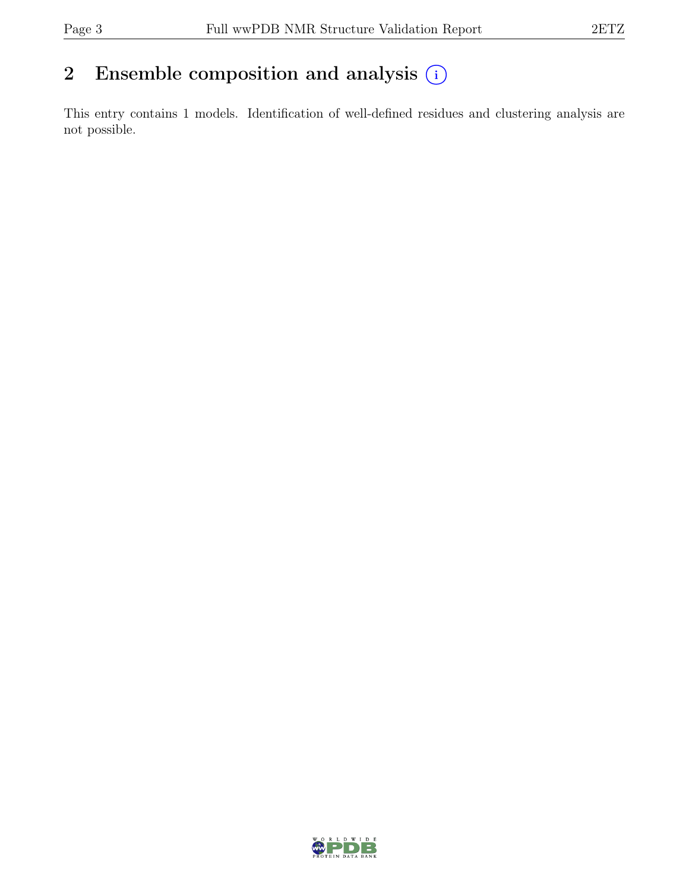## 2 Ensemble composition and analysis (i)

This entry contains 1 models. Identification of well-defined residues and clustering analysis are not possible.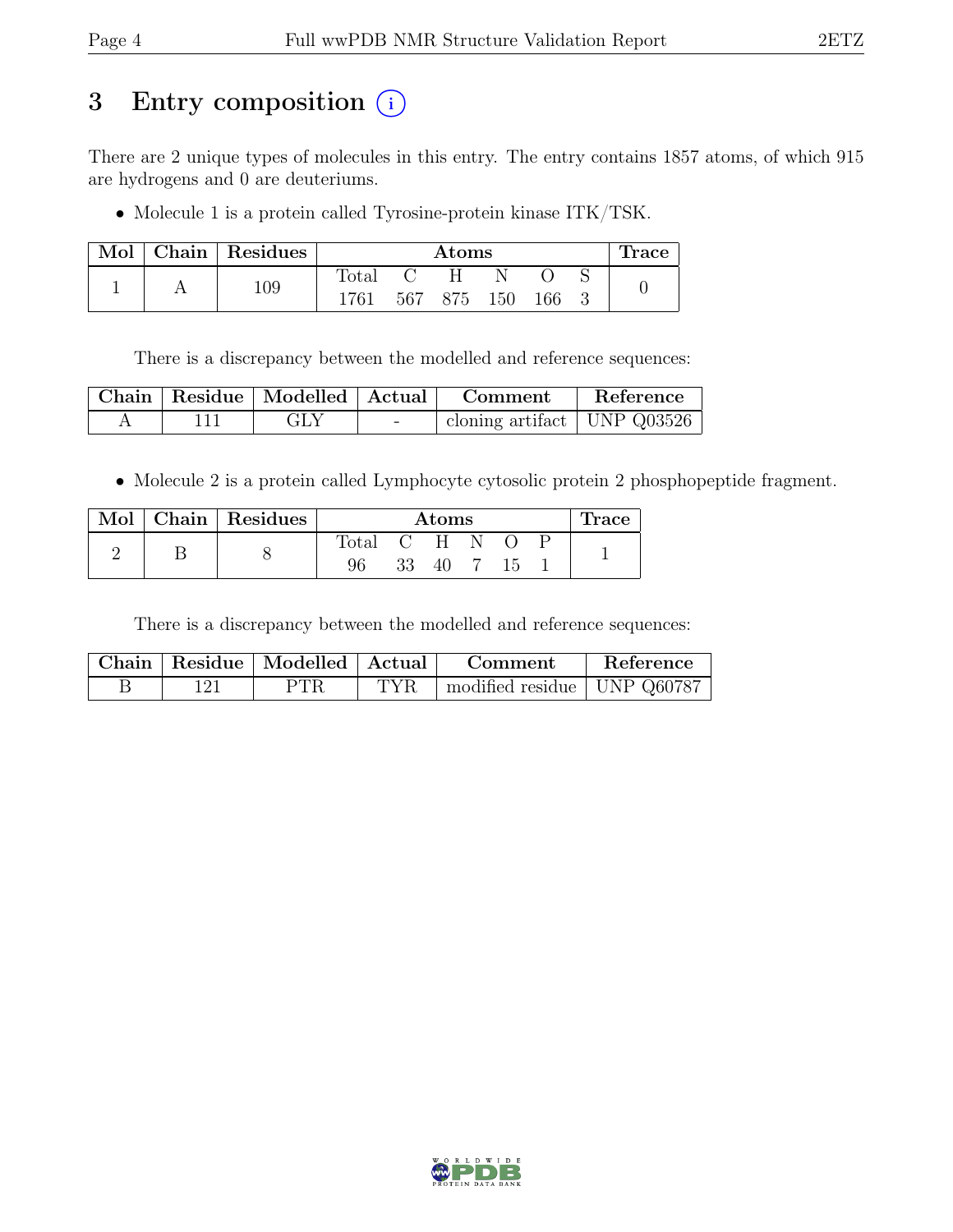# 3 Entry composition (i)

There are 2 unique types of molecules in this entry. The entry contains 1857 atoms, of which 915 are hydrogens and 0 are deuteriums.

- Molecule 1 is a protein called Tyrosine-protein kinase ITK/TSK.

| Mol | Chain | Residues | Atoms | | | | | | Trace |
|---|---|---|---|---|---|---|---|---|---|
| | | | Total | C | H | N | O | S | |
| 1 | A | 109 | 1761 | 567 | 875 | 150 | 166 | 3 | 0 |

There is a discrepancy between the modelled and reference sequences:

| Chain | Residue | Modelled | Actual | Comment | Reference |
|---|---|---|---|---|---|
| A | 111 | GLY | - | cloning artifact | UNP Q03526 |

- Molecule 2 is a protein called Lymphocyte cytosolic protein 2 phosphopeptide fragment.

| Mol | Chain | Residues | Atoms | | | | | | Trace |
|---|---|---|---|---|---|---|---|---|---|
| | | | Total | C | H | N | O | P | |
| 2 | B | 8 | 96 | 33 | 40 | 7 | 15 | 1 | 1 |

There is a discrepancy between the modelled and reference sequences:

| Chain | Residue | Modelled | Actual | Comment | Reference |
|---|---|---|---|---|---|
| B | 121 | PTR | TYR | modified residue | UNP Q60787 |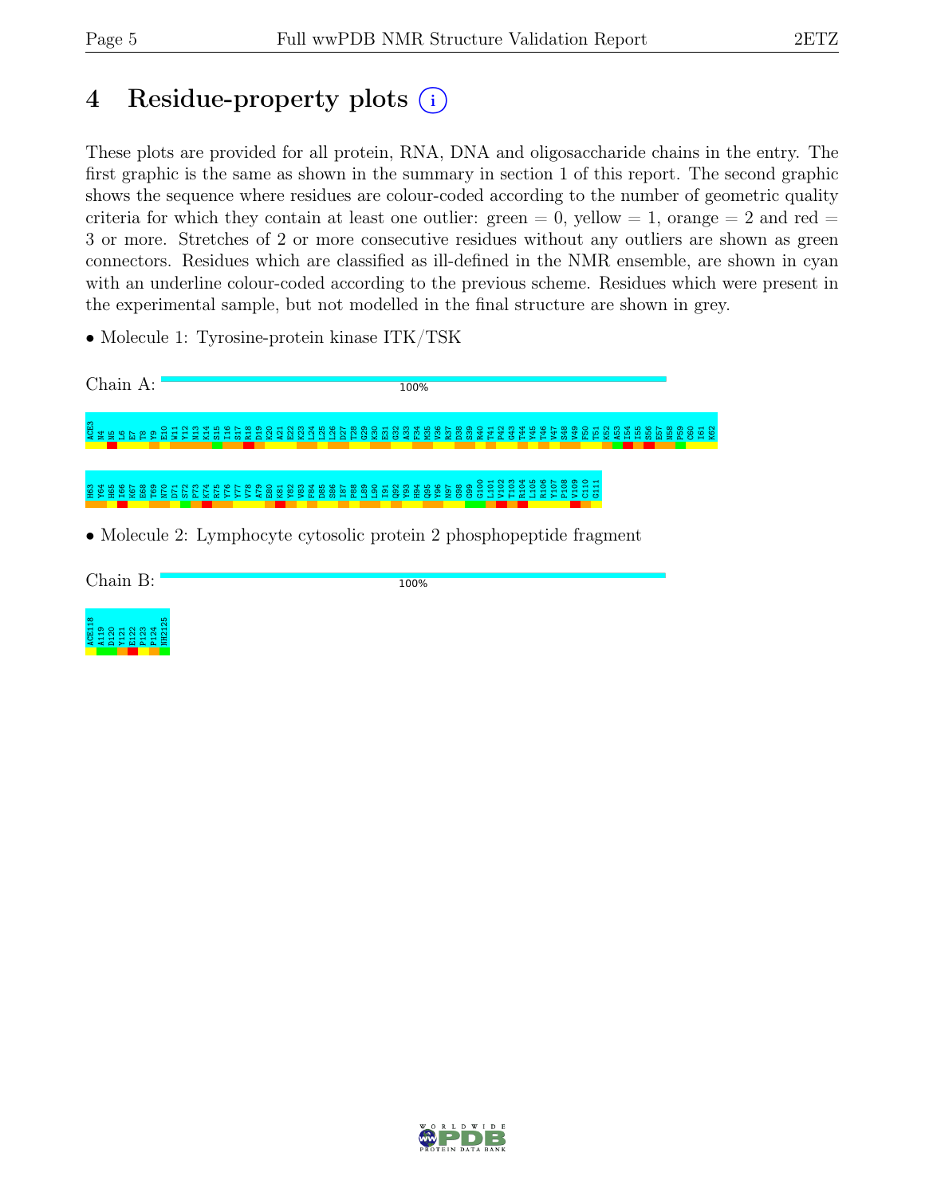# 4 Residue-property plots (i)

These plots are provided for all protein, RNA, DNA and oligosaccharide chains in the entry. The first graphic is the same as shown in the summary in section 1 of this report. The second graphic shows the sequence where residues are colour-coded according to the number of geometric quality criteria for which they contain at least one outlier: green = 0, yellow = 1, orange = 2 and red = 3 or more. Stretches of 2 or more consecutive residues without any outliers are shown as green connectors. Residues which are classified as ill-defined in the NMR ensemble, are shown in cyan with an underline colour-coded according to the previous scheme. Residues which were present in the experimental sample, but not modelled in the final structure are shown in grey.

- Molecule 1: Tyrosine-protein kinase ITK/TSK

Chain A: 100%

ACE3 N4 N5 L6 E7 T8 Y9 E10 W11 Y12 N13 K14 S15 I16 S17 R18 D19 K20 A21 E22 K23 L24 L25 L26 D27 T28 G29 K30 E31 G32 A33 F34 M35 V36 R37 D38 S39 R40 T41 P42 G43 T44 Y45 T46 V47 S48 V49 F50 T51 K52 A53 I54 I55 S56 E57 N58 P59 C60 I61 K62 H63 Y64 H65 I66 K67 E68 T69 N70 D71 S72 P73 K74 R75 Y76 Y77 V78 A79 E80 K81 Y82 V83 F84 D85 S86 I87 P88 L89 L90 I91 Q92 Y93 H94 Q95 Y96 N97 G98 G99 G100 L101 V102 T103 R104 L105 R106 Y107 P108 V109 C110 G111

- Molecule 2: Lymphocyte cytosolic protein 2 phosphopeptide fragment

Chain B: 100%

ACE118 A119 D120 Y121 E122 P123 P124 NH2125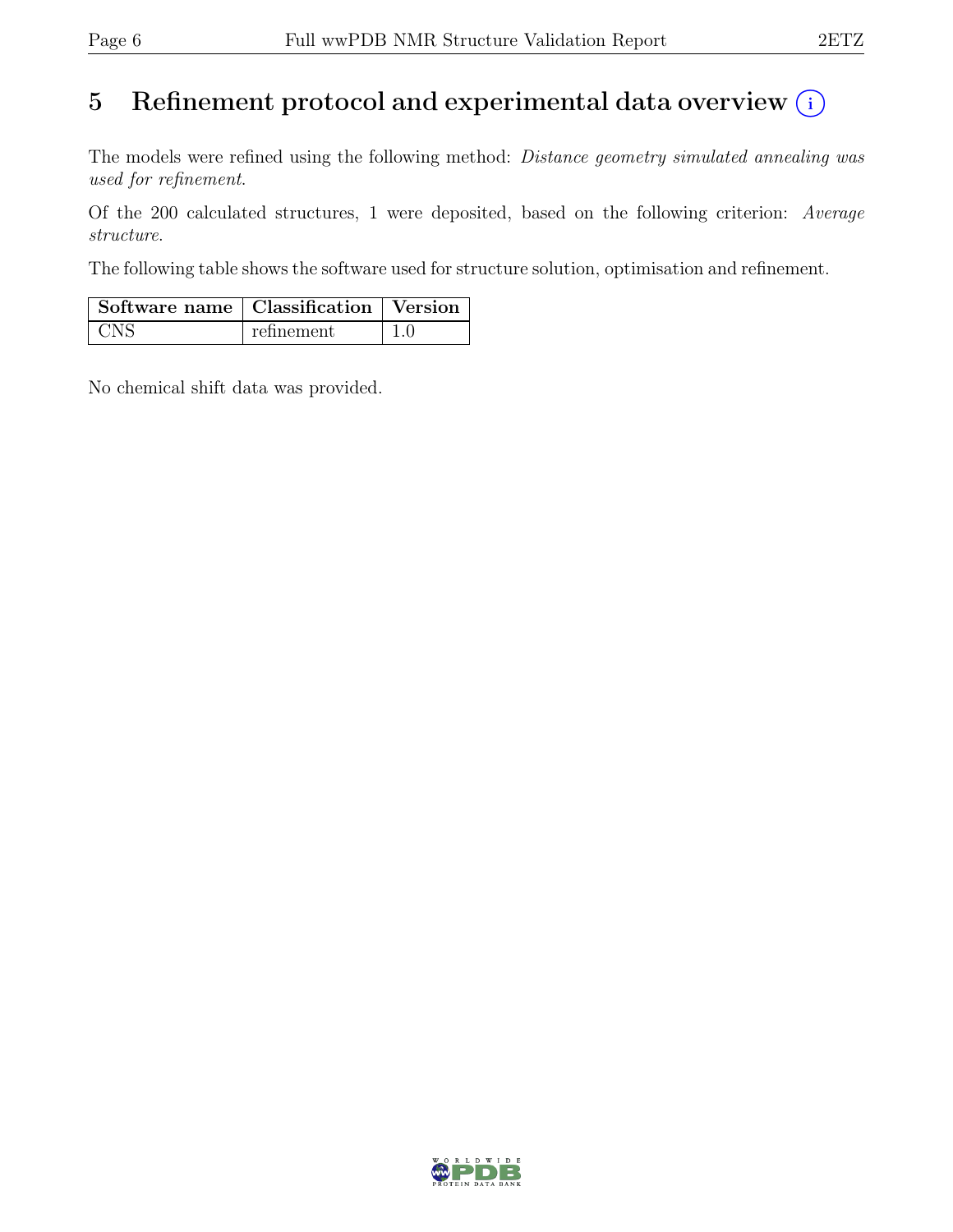# 5 Refinement protocol and experimental data overview (i)

The models were refined using the following method: *Distance geometry simulated annealing was used for refinement*.

Of the 200 calculated structures, 1 were deposited, based on the following criterion: *Average structure*.

The following table shows the software used for structure solution, optimisation and refinement.

| Software name | Classification | Version |
|---|---|---|
| CNS | refinement | 1.0 |

No chemical shift data was provided.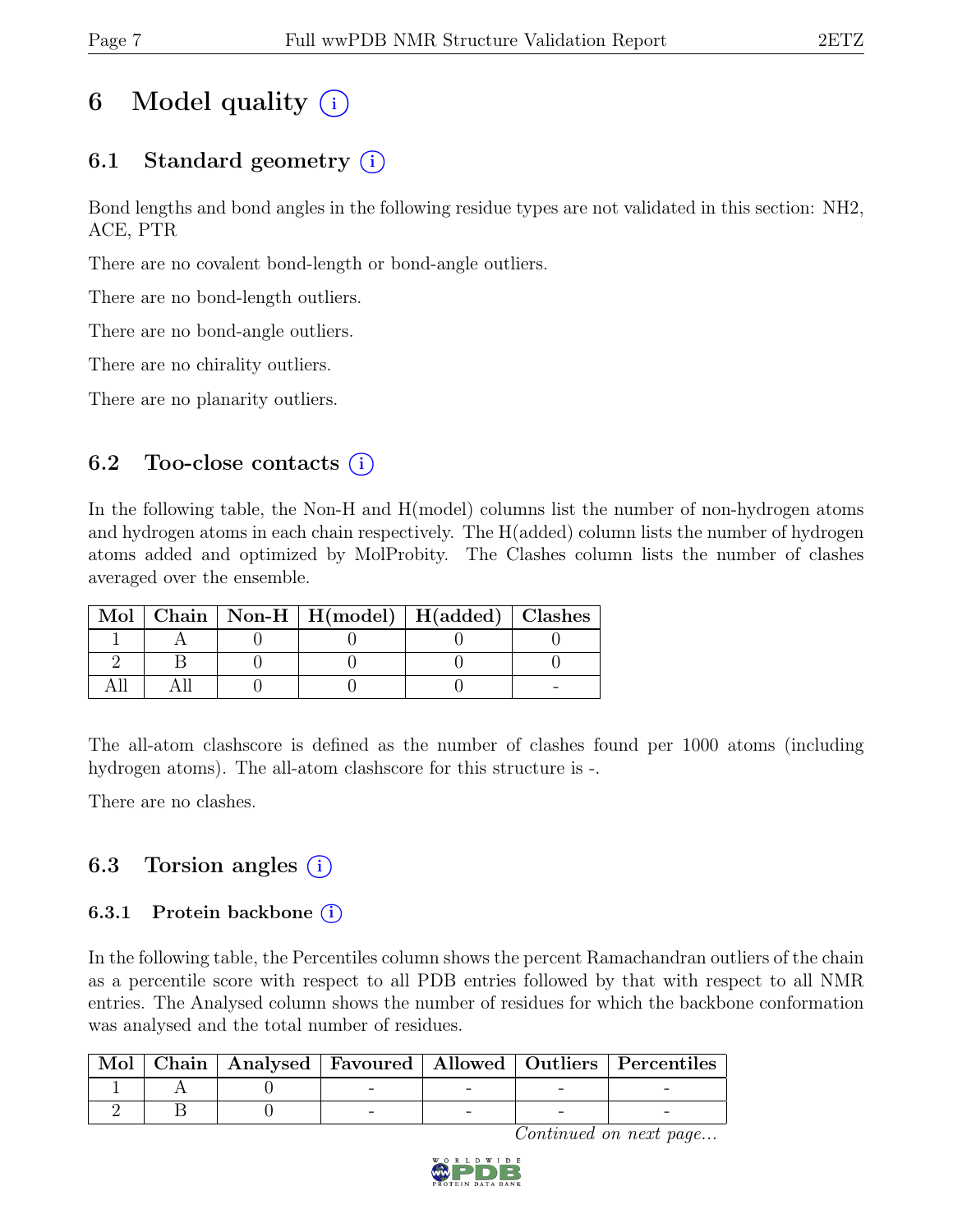# 6 Model quality

## 6.1 Standard geometry

Bond lengths and bond angles in the following residue types are not validated in this section: NH2, ACE, PTR

There are no covalent bond-length or bond-angle outliers.

There are no bond-length outliers.

There are no bond-angle outliers.

There are no chirality outliers.

There are no planarity outliers.

## 6.2 Too-close contacts

In the following table, the Non-H and H(model) columns list the number of non-hydrogen atoms and hydrogen atoms in each chain respectively. The H(added) column lists the number of hydrogen atoms added and optimized by MolProbity. The Clashes column lists the number of clashes averaged over the ensemble.

| Mol | Chain | Non-H | H(model) | H(added) | Clashes |
|---|---|---|---|---|---|
| 1 | A | 0 | 0 | 0 | 0 |
| 2 | B | 0 | 0 | 0 | 0 |
| All | All | 0 | 0 | 0 | - |

The all-atom clashscore is defined as the number of clashes found per 1000 atoms (including hydrogen atoms). The all-atom clashscore for this structure is -.

There are no clashes.

## 6.3 Torsion angles

### 6.3.1 Protein backbone

In the following table, the Percentiles column shows the percent Ramachandran outliers of the chain as a percentile score with respect to all PDB entries followed by that with respect to all NMR entries. The Analysed column shows the number of residues for which the backbone conformation was analysed and the total number of residues.

| Mol | Chain | Analysed | Favoured | Allowed | Outliers | Percentiles |
|---|---|---|---|---|---|---|
| 1 | A | 0 | - | - | - | - |
| 2 | B | 0 | - | - | - | - |

*Continued on next page...*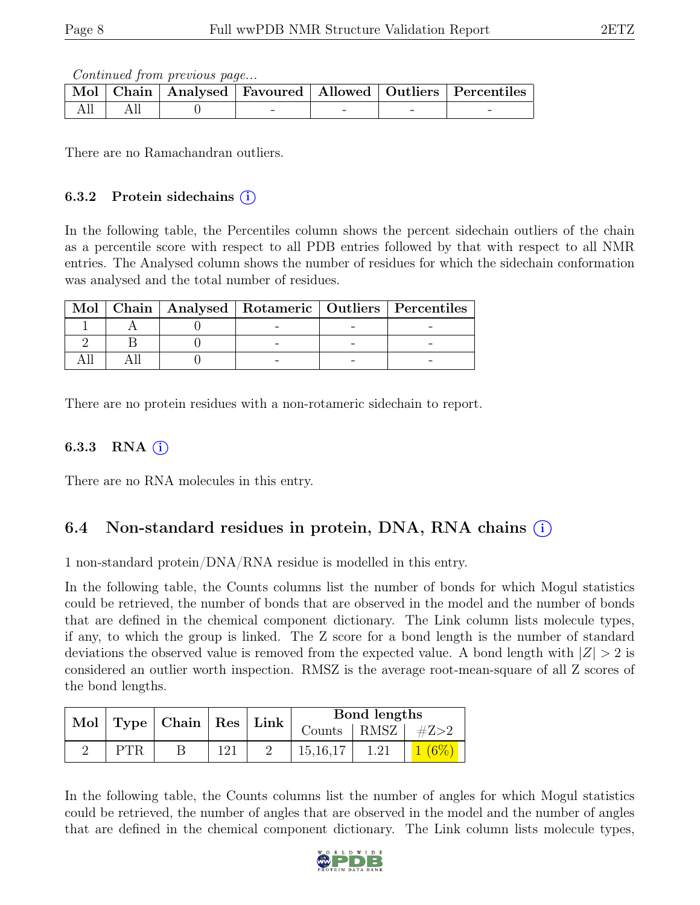*Continued from previous page...*

| Mol | Chain | Analysed | Favoured | Allowed | Outliers | Percentiles |
|---|---|---|---|---|---|---|
| All | All | 0 | - | - | - | - |

There are no Ramachandran outliers.

#### 6.3.2 Protein sidechains (i)

In the following table, the Percentiles column shows the percent sidechain outliers of the chain as a percentile score with respect to all PDB entries followed by that with respect to all NMR entries. The Analysed column shows the number of residues for which the sidechain conformation was analysed and the total number of residues.

| Mol | Chain | Analysed | Rotameric | Outliers | Percentiles |
|---|---|---|---|---|---|
| 1 | A | 0 | - | - | - |
| 2 | B | 0 | - | - | - |
| All | All | 0 | - | - | - |

There are no protein residues with a non-rotameric sidechain to report.

#### 6.3.3 RNA (i)

There are no RNA molecules in this entry.

### 6.4 Non-standard residues in protein, DNA, RNA chains (i)

1 non-standard protein/DNA/RNA residue is modelled in this entry.

In the following table, the Counts columns list the number of bonds for which Mogul statistics could be retrieved, the number of bonds that are observed in the model and the number of bonds that are defined in the chemical component dictionary. The Link column lists molecule types, if any, to which the group is linked. The Z score for a bond length is the number of standard deviations the observed value is removed from the expected value. A bond length with $|Z| > 2$ is considered an outlier worth inspection. RMSZ is the average root-mean-square of all Z scores of the bond lengths.

| Mol | Type | Chain | Res | Link | Bond lengths | | |
|---|---|---|---|---|---|---|---|
| | | | | | Counts | RMSZ | #Z>2 |
| 2 | PTR | B | 121 | 2 | 15,16,17 | 1.21 | 1 (6%) |

In the following table, the Counts columns list the number of angles for which Mogul statistics could be retrieved, the number of angles that are observed in the model and the number of angles that are defined in the chemical component dictionary. The Link column lists molecule types,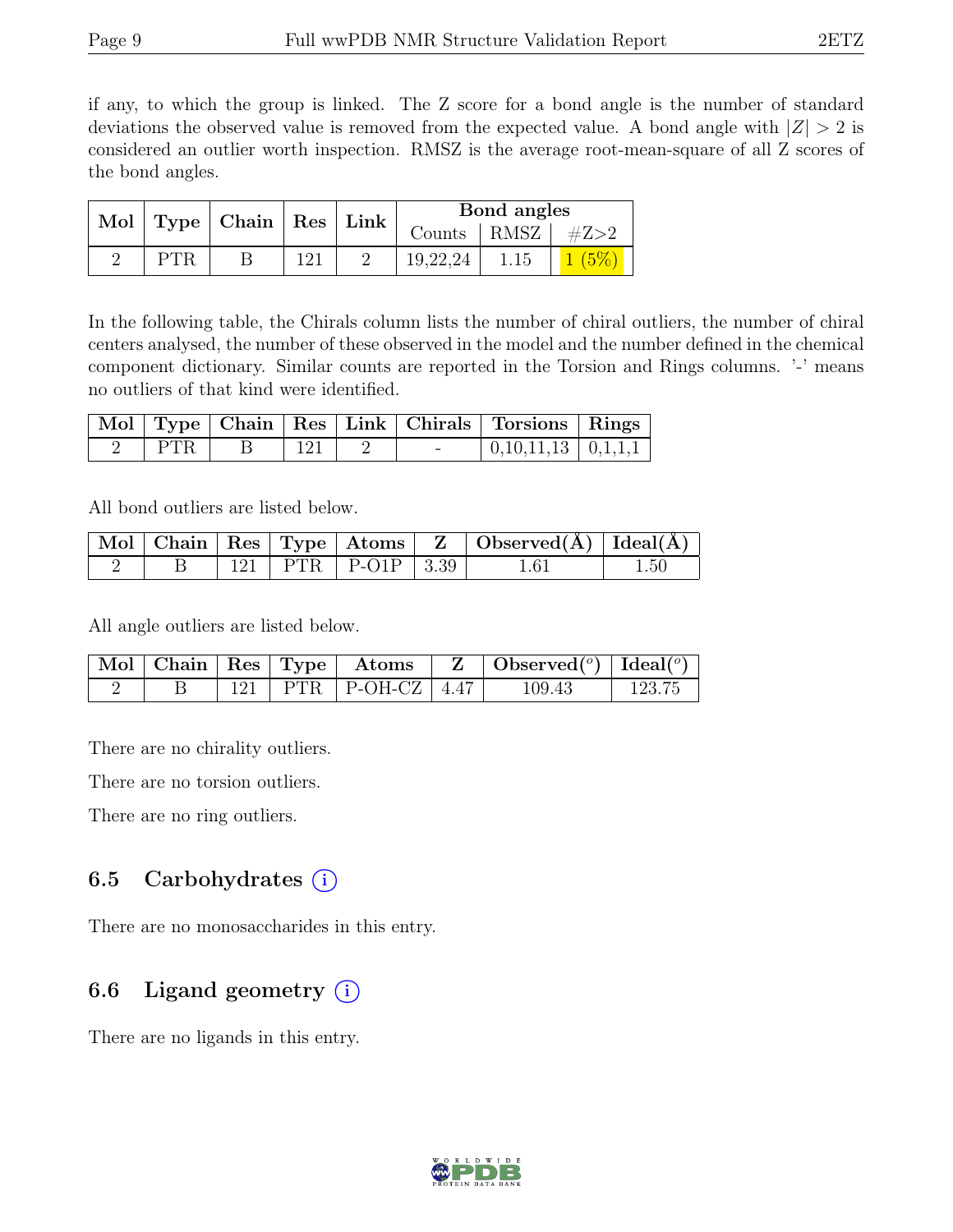if any, to which the group is linked. The Z score for a bond angle is the number of standard deviations the observed value is removed from the expected value. A bond angle with $|Z| > 2$ is considered an outlier worth inspection. RMSZ is the average root-mean-square of all Z scores of the bond angles.

| Mol | Type | Chain | Res | Link | Bond angles | | |
|---|---|---|---|---|---|---|---|
| | | | | | Counts | RMSZ | #Z>2 |
| 2 | PTR | B | 121 | 2 | 19,22,24 | 1.15 | 1 (5%) |

In the following table, the Chirals column lists the number of chiral outliers, the number of chiral centers analysed, the number of these observed in the model and the number defined in the chemical component dictionary. Similar counts are reported in the Torsion and Rings columns. '-' means no outliers of that kind were identified.

| Mol | Type | Chain | Res | Link | Chirals | Torsions | Rings |
|---|---|---|---|---|---|---|---|
| 2 | PTR | B | 121 | 2 | - | 0,10,11,13 | 0,1,1,1 |

All bond outliers are listed below.

| Mol | Chain | Res | Type | Atoms | Z | Observed(Å) | Ideal(Å) |
|---|---|---|---|---|---|---|---|
| 2 | B | 121 | PTR | P-O1P | 3.39 | 1.61 | 1.50 |

All angle outliers are listed below.

| Mol | Chain | Res | Type | Atoms | Z | Observed($^o$) | Ideal($^o$) |
|---|---|---|---|---|---|---|---|
| 2 | B | 121 | PTR | P-OH-CZ | 4.47 | 109.43 | 123.75 |

There are no chirality outliers.

There are no torsion outliers.

There are no ring outliers.

## 6.5 Carbohydrates

There are no monosaccharides in this entry.

## 6.6 Ligand geometry

There are no ligands in this entry.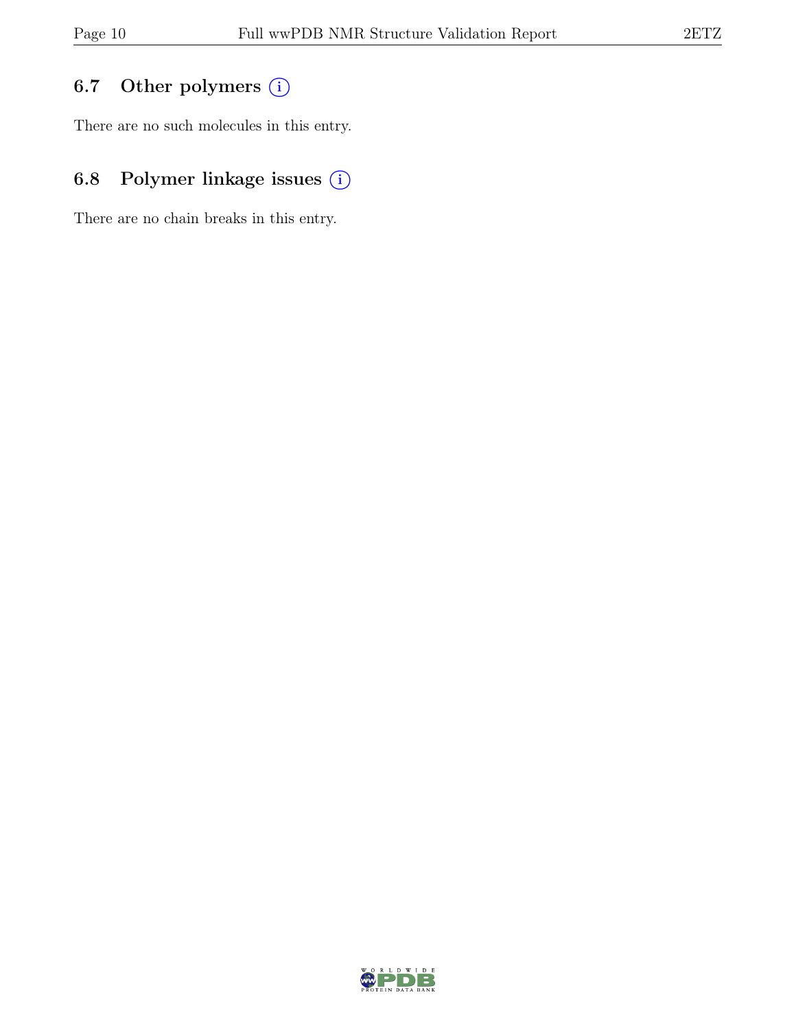## 6.7 Other polymers

There are no such molecules in this entry.

## 6.8 Polymer linkage issues

There are no chain breaks in this entry.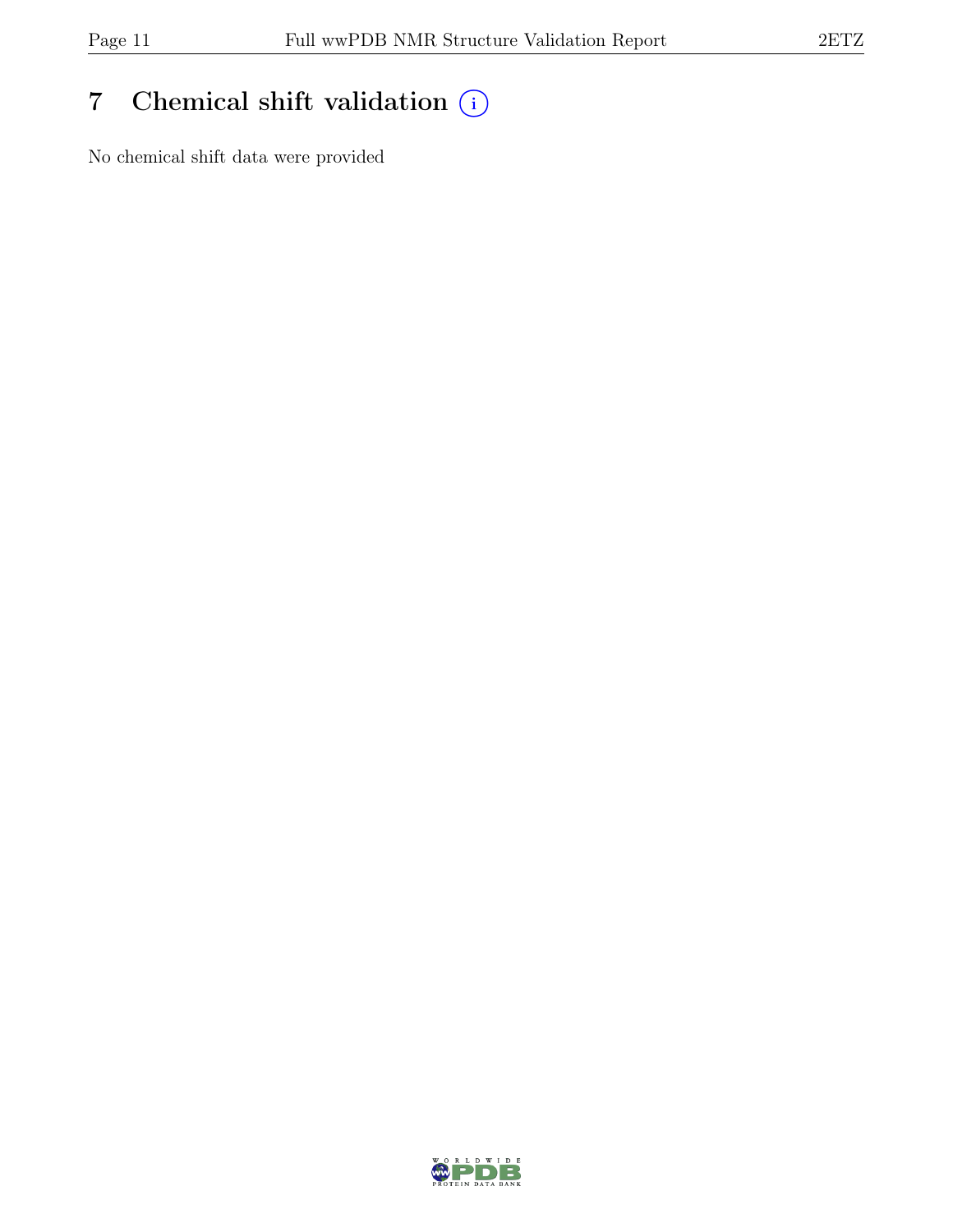# 7 Chemical shift validation

No chemical shift data were provided